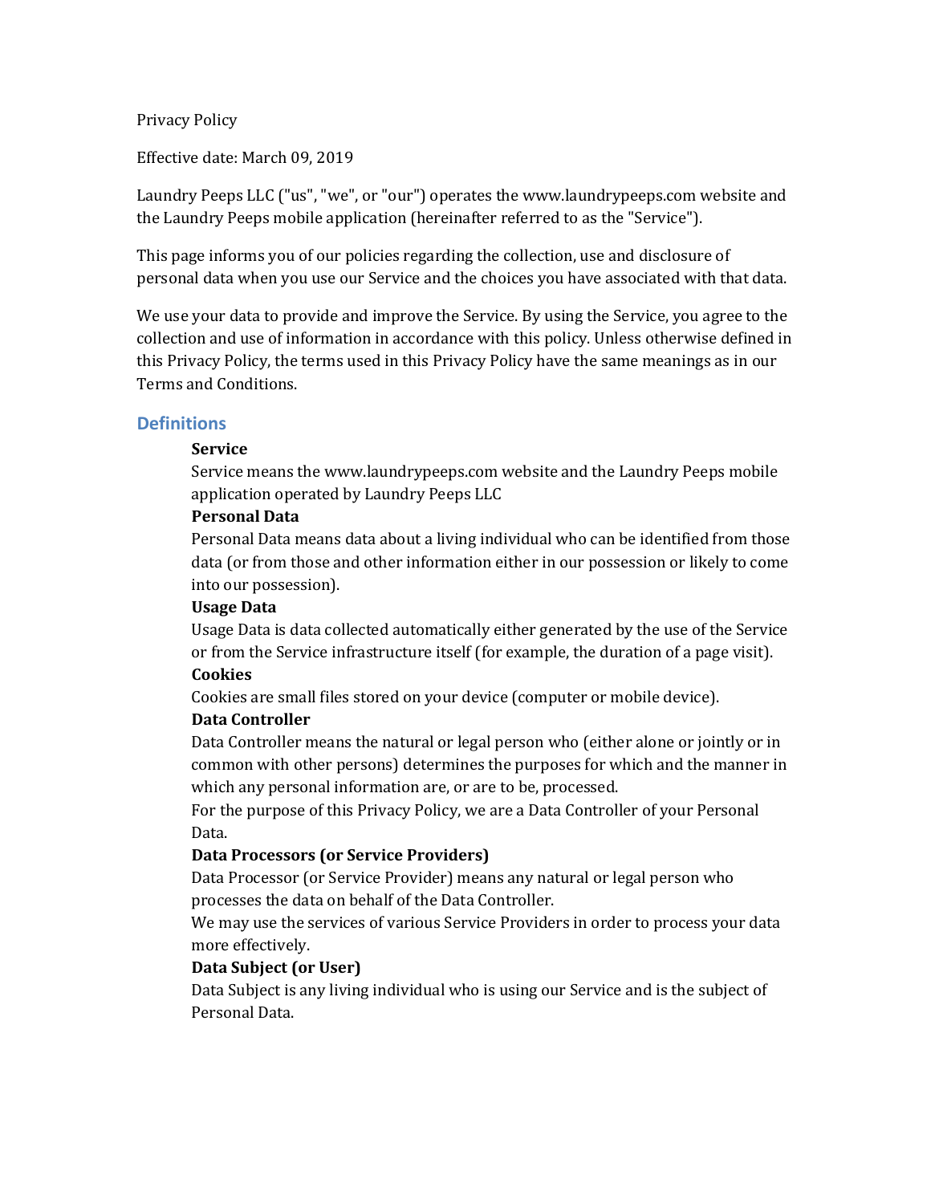Privacy Policy

Effective date: March 09, 2019

Laundry Peeps LLC ("us", "we", or "our") operates the www.laundrypeeps.com website and the Laundry Peeps mobile application (hereinafter referred to as the "Service").

This page informs you of our policies regarding the collection, use and disclosure of personal data when you use our Service and the choices you have associated with that data.

We use your data to provide and improve the Service. By using the Service, you agree to the collection and use of information in accordance with this policy. Unless otherwise defined in this Privacy Policy, the terms used in this Privacy Policy have the same meanings as in our Terms and Conditions.

## Definitions

**Service**
Service means the www.laundrypeeps.com website and the Laundry Peeps mobile application operated by Laundry Peeps LLC

**Personal Data**
Personal Data means data about a living individual who can be identified from those data (or from those and other information either in our possession or likely to come into our possession).

**Usage Data**
Usage Data is data collected automatically either generated by the use of the Service or from the Service infrastructure itself (for example, the duration of a page visit).

**Cookies**
Cookies are small files stored on your device (computer or mobile device).

**Data Controller**
Data Controller means the natural or legal person who (either alone or jointly or in common with other persons) determines the purposes for which and the manner in which any personal information are, or are to be, processed.
For the purpose of this Privacy Policy, we are a Data Controller of your Personal Data.

**Data Processors (or Service Providers)**
Data Processor (or Service Provider) means any natural or legal person who processes the data on behalf of the Data Controller.
We may use the services of various Service Providers in order to process your data more effectively.

**Data Subject (or User)**
Data Subject is any living individual who is using our Service and is the subject of Personal Data.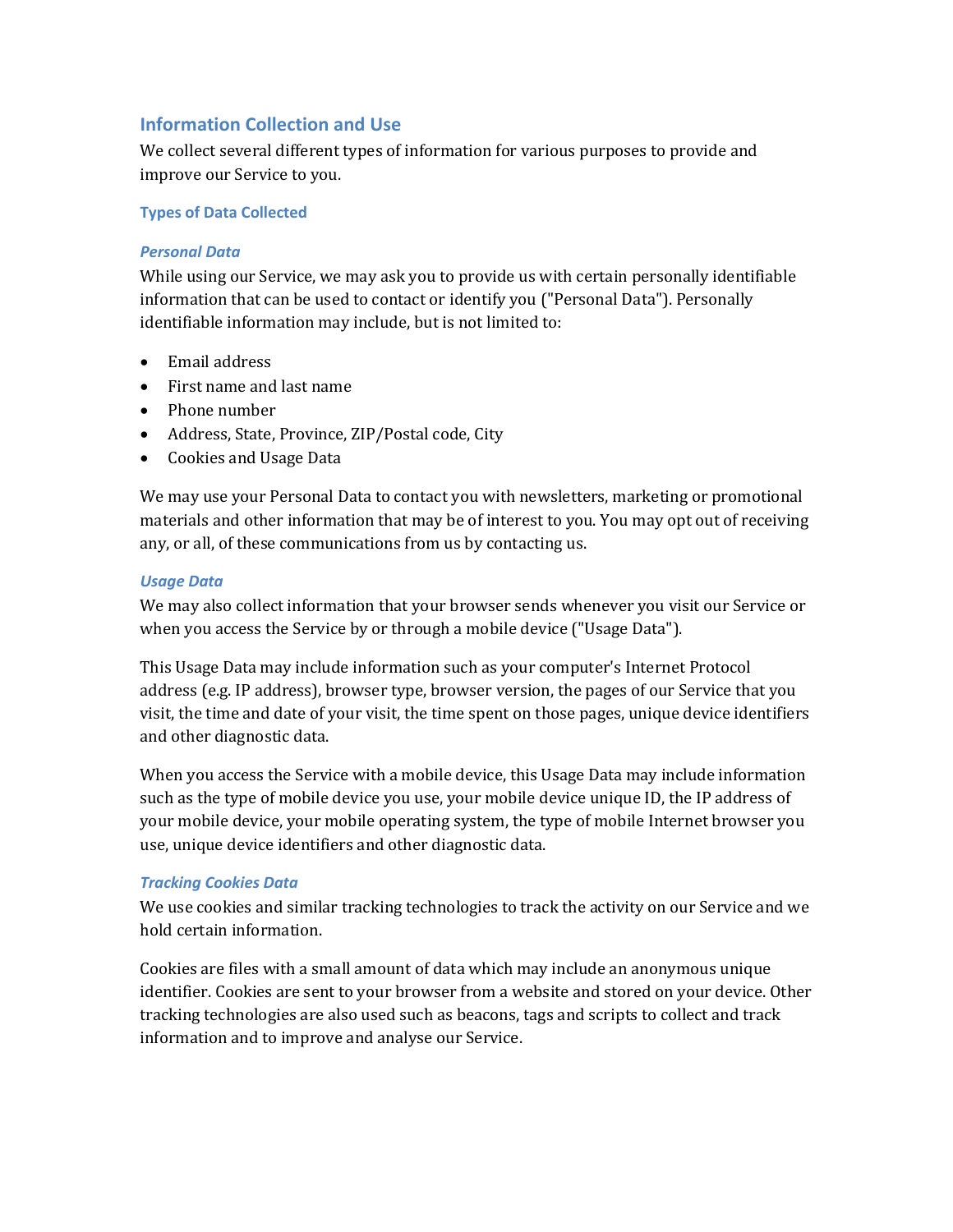## Information Collection and Use

We collect several different types of information for various purposes to provide and improve our Service to you.

### Types of Data Collected

#### *Personal Data*

While using our Service, we may ask you to provide us with certain personally identifiable information that can be used to contact or identify you ("Personal Data"). Personally identifiable information may include, but is not limited to:

- Email address
- First name and last name
- Phone number
- Address, State, Province, ZIP/Postal code, City
- Cookies and Usage Data

We may use your Personal Data to contact you with newsletters, marketing or promotional materials and other information that may be of interest to you. You may opt out of receiving any, or all, of these communications from us by contacting us.

#### *Usage Data*

We may also collect information that your browser sends whenever you visit our Service or when you access the Service by or through a mobile device ("Usage Data").

This Usage Data may include information such as your computer's Internet Protocol address (e.g. IP address), browser type, browser version, the pages of our Service that you visit, the time and date of your visit, the time spent on those pages, unique device identifiers and other diagnostic data.

When you access the Service with a mobile device, this Usage Data may include information such as the type of mobile device you use, your mobile device unique ID, the IP address of your mobile device, your mobile operating system, the type of mobile Internet browser you use, unique device identifiers and other diagnostic data.

#### *Tracking Cookies Data*

We use cookies and similar tracking technologies to track the activity on our Service and we hold certain information.

Cookies are files with a small amount of data which may include an anonymous unique identifier. Cookies are sent to your browser from a website and stored on your device. Other tracking technologies are also used such as beacons, tags and scripts to collect and track information and to improve and analyse our Service.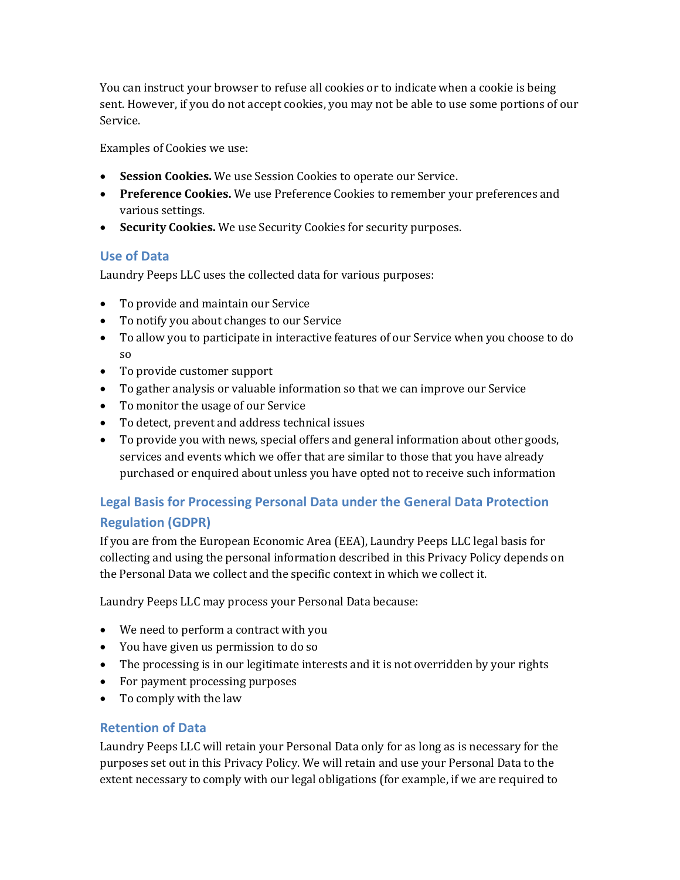You can instruct your browser to refuse all cookies or to indicate when a cookie is being sent. However, if you do not accept cookies, you may not be able to use some portions of our Service.

Examples of Cookies we use:

- **Session Cookies.** We use Session Cookies to operate our Service.
- **Preference Cookies.** We use Preference Cookies to remember your preferences and various settings.
- **Security Cookies.** We use Security Cookies for security purposes.

## Use of Data

Laundry Peeps LLC uses the collected data for various purposes:

- To provide and maintain our Service
- To notify you about changes to our Service
- To allow you to participate in interactive features of our Service when you choose to do so
- To provide customer support
- To gather analysis or valuable information so that we can improve our Service
- To monitor the usage of our Service
- To detect, prevent and address technical issues
- To provide you with news, special offers and general information about other goods, services and events which we offer that are similar to those that you have already purchased or enquired about unless you have opted not to receive such information

## Legal Basis for Processing Personal Data under the General Data Protection Regulation (GDPR)

If you are from the European Economic Area (EEA), Laundry Peeps LLC legal basis for collecting and using the personal information described in this Privacy Policy depends on the Personal Data we collect and the specific context in which we collect it.

Laundry Peeps LLC may process your Personal Data because:

- We need to perform a contract with you
- You have given us permission to do so
- The processing is in our legitimate interests and it is not overridden by your rights
- For payment processing purposes
- To comply with the law

## Retention of Data

Laundry Peeps LLC will retain your Personal Data only for as long as is necessary for the purposes set out in this Privacy Policy. We will retain and use your Personal Data to the extent necessary to comply with our legal obligations (for example, if we are required to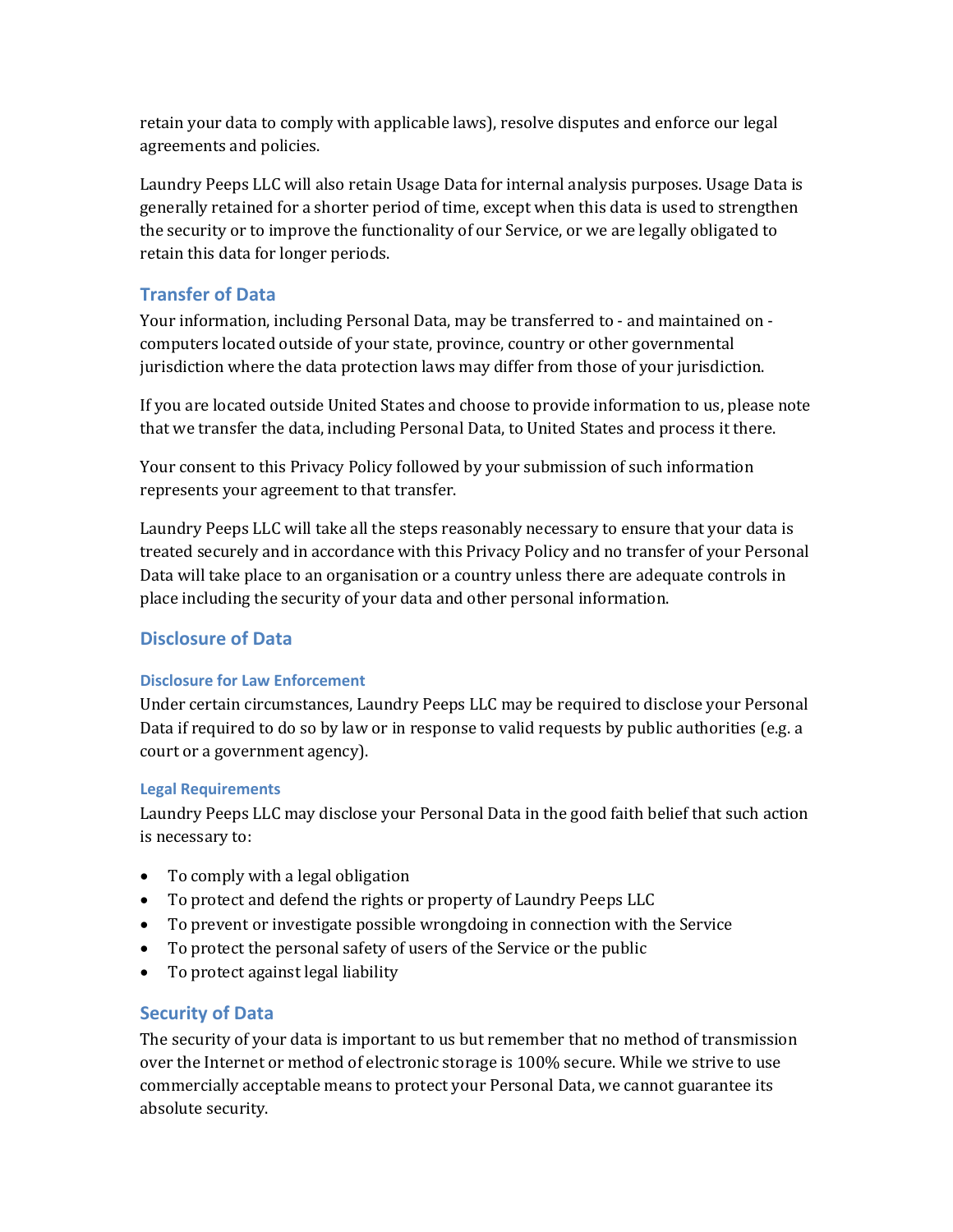retain your data to comply with applicable laws), resolve disputes and enforce our legal agreements and policies.

Laundry Peeps LLC will also retain Usage Data for internal analysis purposes. Usage Data is generally retained for a shorter period of time, except when this data is used to strengthen the security or to improve the functionality of our Service, or we are legally obligated to retain this data for longer periods.

## Transfer of Data

Your information, including Personal Data, may be transferred to - and maintained on - computers located outside of your state, province, country or other governmental jurisdiction where the data protection laws may differ from those of your jurisdiction.

If you are located outside United States and choose to provide information to us, please note that we transfer the data, including Personal Data, to United States and process it there.

Your consent to this Privacy Policy followed by your submission of such information represents your agreement to that transfer.

Laundry Peeps LLC will take all the steps reasonably necessary to ensure that your data is treated securely and in accordance with this Privacy Policy and no transfer of your Personal Data will take place to an organisation or a country unless there are adequate controls in place including the security of your data and other personal information.

## Disclosure of Data

### Disclosure for Law Enforcement

Under certain circumstances, Laundry Peeps LLC may be required to disclose your Personal Data if required to do so by law or in response to valid requests by public authorities (e.g. a court or a government agency).

### Legal Requirements

Laundry Peeps LLC may disclose your Personal Data in the good faith belief that such action is necessary to:

- To comply with a legal obligation
- To protect and defend the rights or property of Laundry Peeps LLC
- To prevent or investigate possible wrongdoing in connection with the Service
- To protect the personal safety of users of the Service or the public
- To protect against legal liability

## Security of Data

The security of your data is important to us but remember that no method of transmission over the Internet or method of electronic storage is 100% secure. While we strive to use commercially acceptable means to protect your Personal Data, we cannot guarantee its absolute security.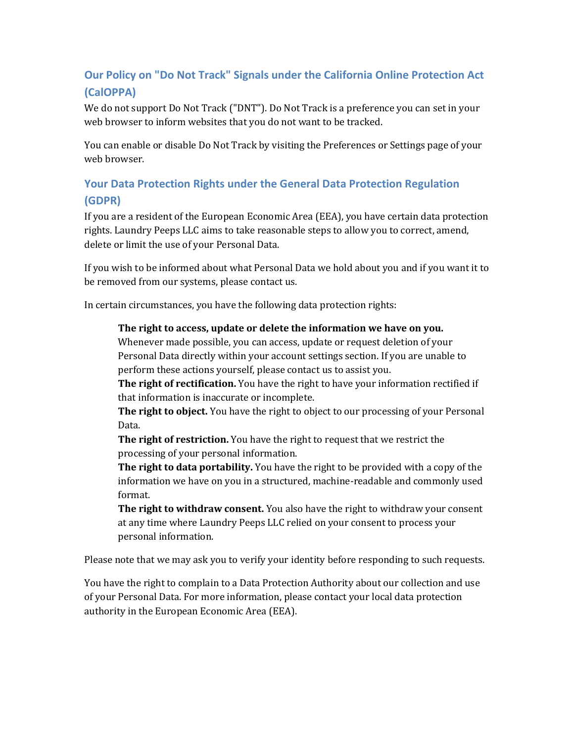## Our Policy on "Do Not Track" Signals under the California Online Protection Act (CalOPPA)

We do not support Do Not Track ("DNT"). Do Not Track is a preference you can set in your web browser to inform websites that you do not want to be tracked.

You can enable or disable Do Not Track by visiting the Preferences or Settings page of your web browser.

## Your Data Protection Rights under the General Data Protection Regulation (GDPR)

If you are a resident of the European Economic Area (EEA), you have certain data protection rights. Laundry Peeps LLC aims to take reasonable steps to allow you to correct, amend, delete or limit the use of your Personal Data.

If you wish to be informed about what Personal Data we hold about you and if you want it to be removed from our systems, please contact us.

In certain circumstances, you have the following data protection rights:

> **The right to access, update or delete the information we have on you.** Whenever made possible, you can access, update or request deletion of your Personal Data directly within your account settings section. If you are unable to perform these actions yourself, please contact us to assist you.
> **The right of rectification.** You have the right to have your information rectified if that information is inaccurate or incomplete.
> **The right to object.** You have the right to object to our processing of your Personal Data.
> **The right of restriction.** You have the right to request that we restrict the processing of your personal information.
> **The right to data portability.** You have the right to be provided with a copy of the information we have on you in a structured, machine-readable and commonly used format.
> **The right to withdraw consent.** You also have the right to withdraw your consent at any time where Laundry Peeps LLC relied on your consent to process your personal information.

Please note that we may ask you to verify your identity before responding to such requests.

You have the right to complain to a Data Protection Authority about our collection and use of your Personal Data. For more information, please contact your local data protection authority in the European Economic Area (EEA).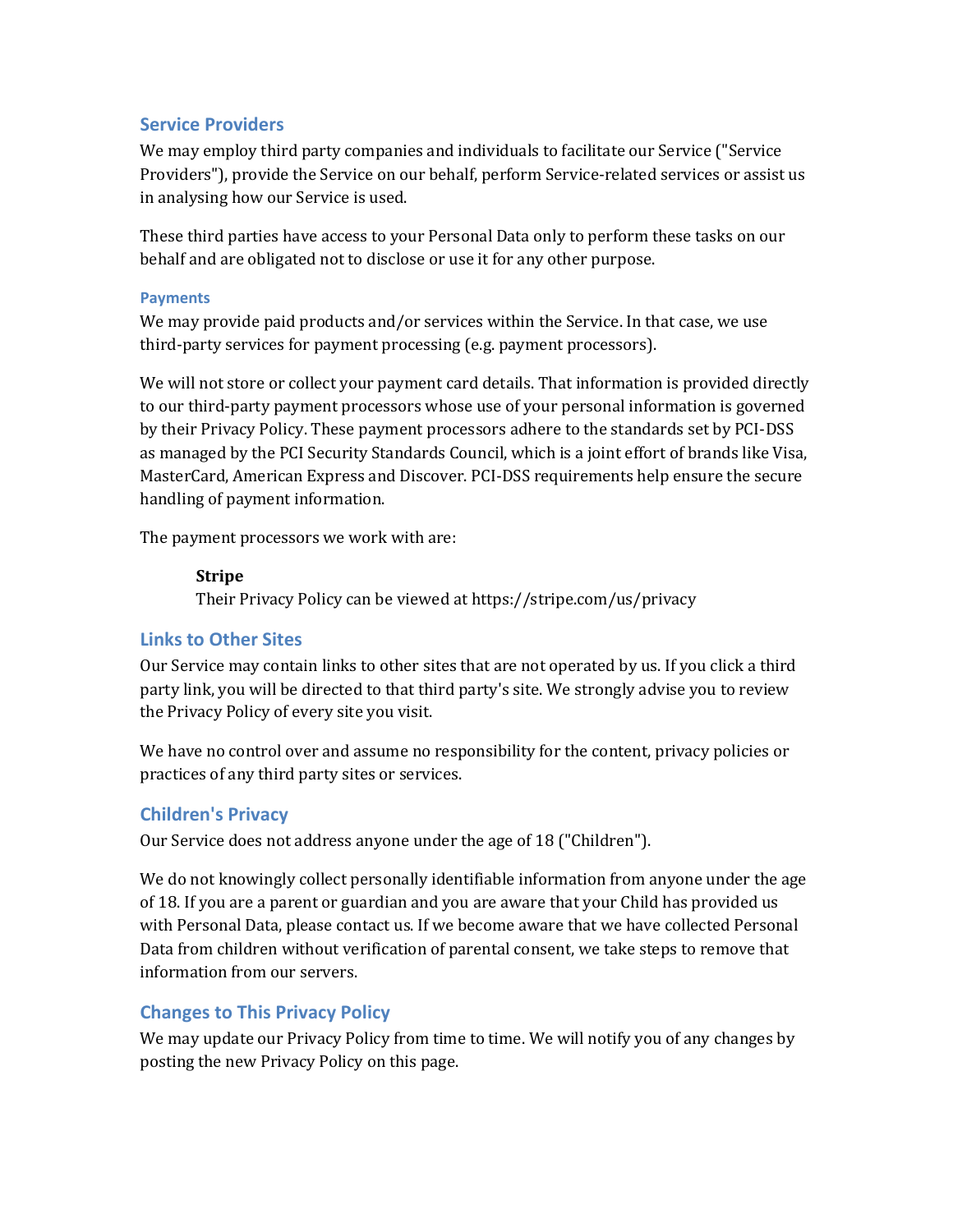## Service Providers

We may employ third party companies and individuals to facilitate our Service ("Service Providers"), provide the Service on our behalf, perform Service-related services or assist us in analysing how our Service is used.

These third parties have access to your Personal Data only to perform these tasks on our behalf and are obligated not to disclose or use it for any other purpose.

### Payments

We may provide paid products and/or services within the Service. In that case, we use third-party services for payment processing (e.g. payment processors).

We will not store or collect your payment card details. That information is provided directly to our third-party payment processors whose use of your personal information is governed by their Privacy Policy. These payment processors adhere to the standards set by PCI-DSS as managed by the PCI Security Standards Council, which is a joint effort of brands like Visa, MasterCard, American Express and Discover. PCI-DSS requirements help ensure the secure handling of payment information.

The payment processors we work with are:

> **Stripe**
> Their Privacy Policy can be viewed at https://stripe.com/us/privacy

## Links to Other Sites

Our Service may contain links to other sites that are not operated by us. If you click a third party link, you will be directed to that third party's site. We strongly advise you to review the Privacy Policy of every site you visit.

We have no control over and assume no responsibility for the content, privacy policies or practices of any third party sites or services.

## Children's Privacy

Our Service does not address anyone under the age of 18 ("Children").

We do not knowingly collect personally identifiable information from anyone under the age of 18. If you are a parent or guardian and you are aware that your Child has provided us with Personal Data, please contact us. If we become aware that we have collected Personal Data from children without verification of parental consent, we take steps to remove that information from our servers.

## Changes to This Privacy Policy

We may update our Privacy Policy from time to time. We will notify you of any changes by posting the new Privacy Policy on this page.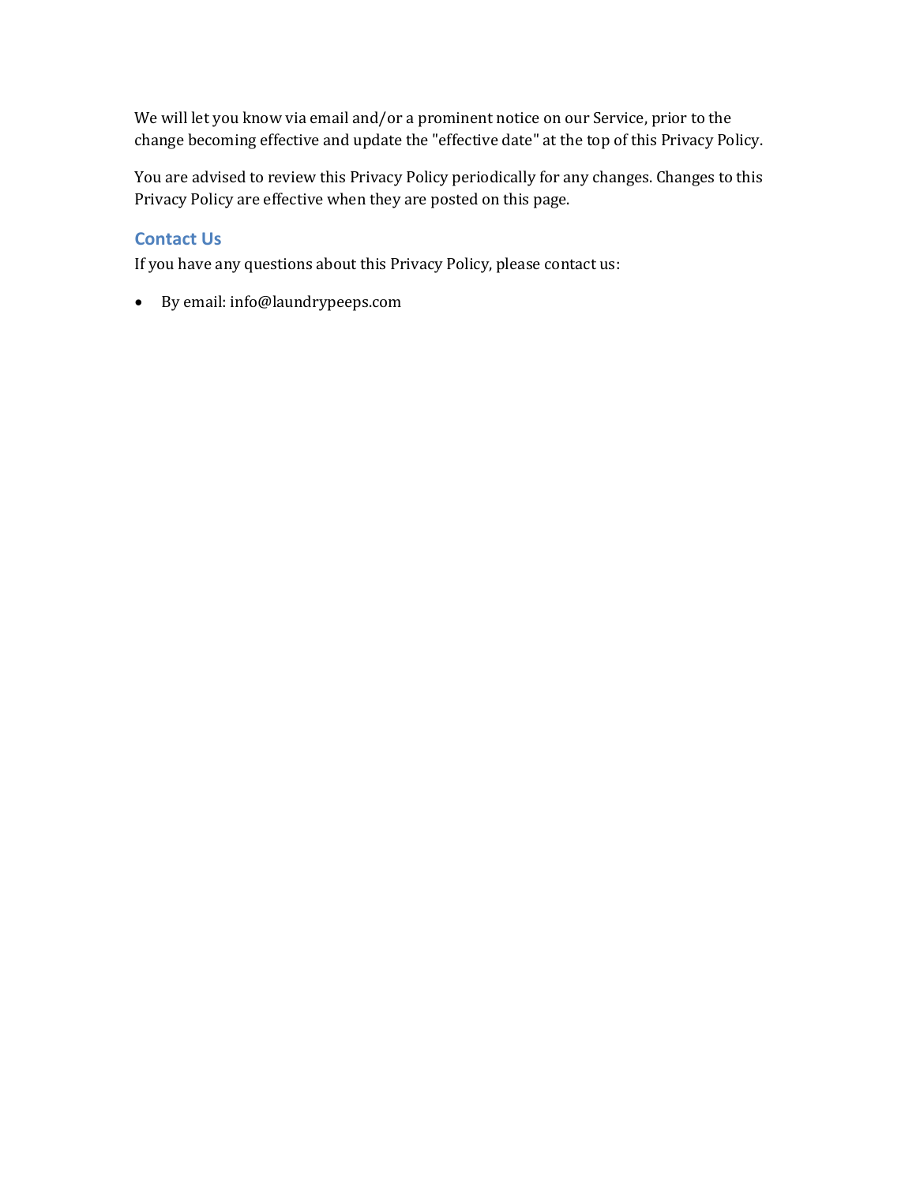We will let you know via email and/or a prominent notice on our Service, prior to the change becoming effective and update the "effective date" at the top of this Privacy Policy.

You are advised to review this Privacy Policy periodically for any changes. Changes to this Privacy Policy are effective when they are posted on this page.

## Contact Us

If you have any questions about this Privacy Policy, please contact us:

- By email: info@laundrypeeps.com